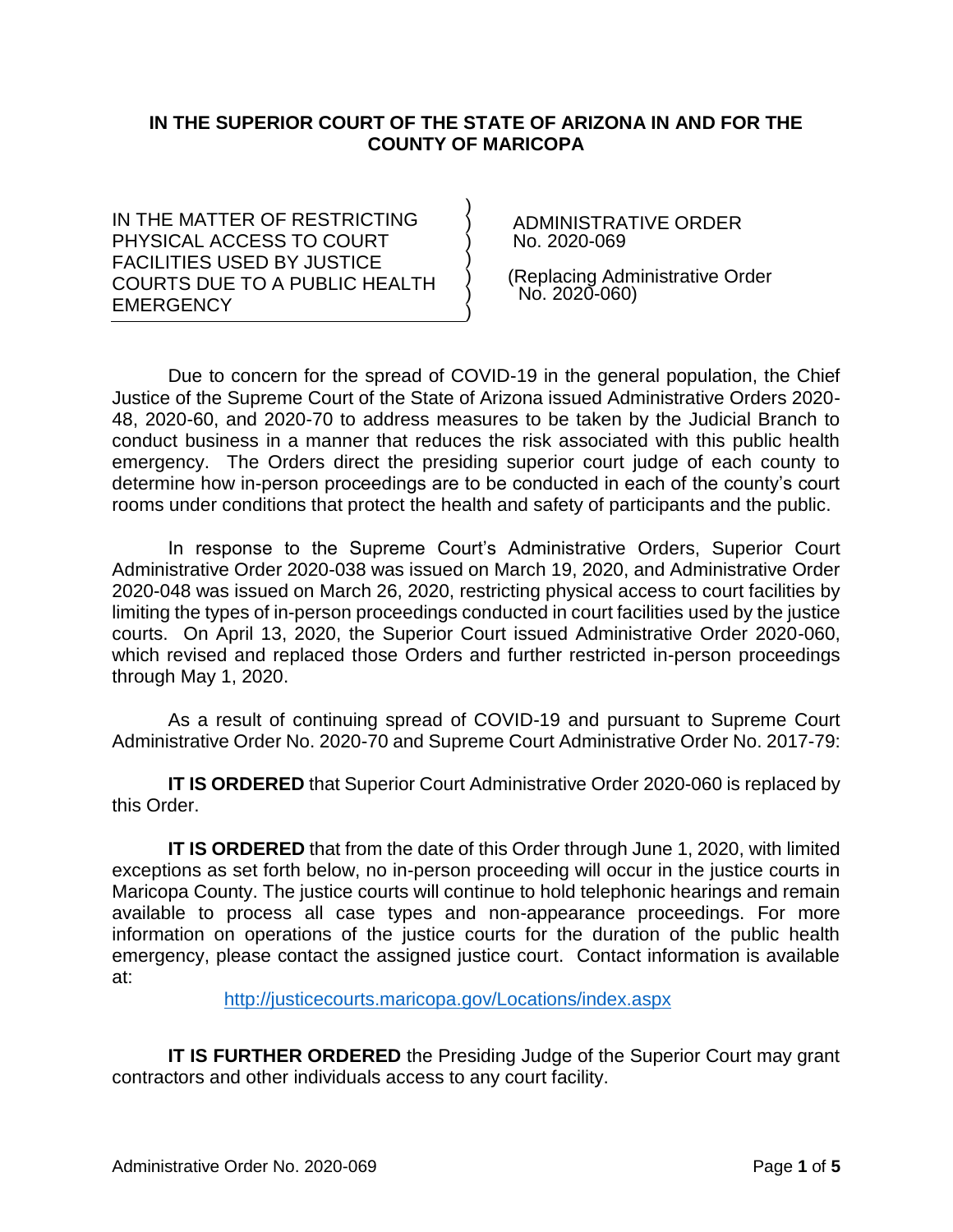**IN THE SUPERIOR COURT OF THE STATE OF ARIZONA IN AND FOR THE COUNTY OF MARICOPA**

| | |
|---|---|
| IN THE MATTER OF RESTRICTING PHYSICAL ACCESS TO COURT FACILITIES USED BY JUSTICE COURTS DUE TO A PUBLIC HEALTH EMERGENCY | ADMINISTRATIVE ORDER No. 2020-069<br><br>(Replacing Administrative Order No. 2020-060) |

Due to concern for the spread of COVID-19 in the general population, the Chief Justice of the Supreme Court of the State of Arizona issued Administrative Orders 2020-48, 2020-60, and 2020-70 to address measures to be taken by the Judicial Branch to conduct business in a manner that reduces the risk associated with this public health emergency. The Orders direct the presiding superior court judge of each county to determine how in-person proceedings are to be conducted in each of the county's court rooms under conditions that protect the health and safety of participants and the public.

In response to the Supreme Court's Administrative Orders, Superior Court Administrative Order 2020-038 was issued on March 19, 2020, and Administrative Order 2020-048 was issued on March 26, 2020, restricting physical access to court facilities by limiting the types of in-person proceedings conducted in court facilities used by the justice courts. On April 13, 2020, the Superior Court issued Administrative Order 2020-060, which revised and replaced those Orders and further restricted in-person proceedings through May 1, 2020.

As a result of continuing spread of COVID-19 and pursuant to Supreme Court Administrative Order No. 2020-70 and Supreme Court Administrative Order No. 2017-79:

**IT IS ORDERED** that Superior Court Administrative Order 2020-060 is replaced by this Order.

**IT IS ORDERED** that from the date of this Order through June 1, 2020, with limited exceptions as set forth below, no in-person proceeding will occur in the justice courts in Maricopa County. The justice courts will continue to hold telephonic hearings and remain available to process all case types and non-appearance proceedings. For more information on operations of the justice courts for the duration of the public health emergency, please contact the assigned justice court. Contact information is available at:

http://justicecourts.maricopa.gov/Locations/index.aspx

**IT IS FURTHER ORDERED** the Presiding Judge of the Superior Court may grant contractors and other individuals access to any court facility.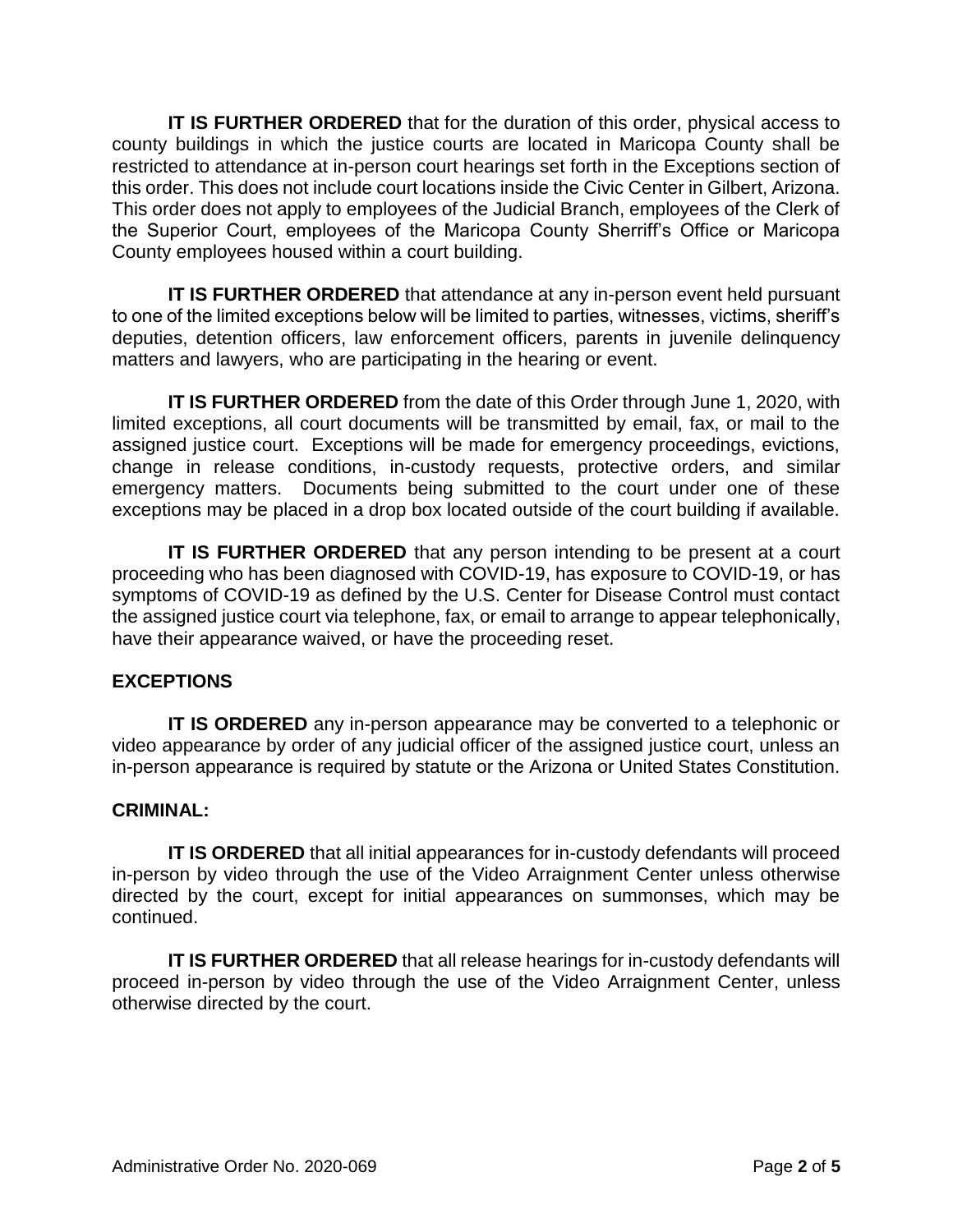**IT IS FURTHER ORDERED** that for the duration of this order, physical access to county buildings in which the justice courts are located in Maricopa County shall be restricted to attendance at in-person court hearings set forth in the Exceptions section of this order. This does not include court locations inside the Civic Center in Gilbert, Arizona. This order does not apply to employees of the Judicial Branch, employees of the Clerk of the Superior Court, employees of the Maricopa County Sherriff's Office or Maricopa County employees housed within a court building.

**IT IS FURTHER ORDERED** that attendance at any in-person event held pursuant to one of the limited exceptions below will be limited to parties, witnesses, victims, sheriff's deputies, detention officers, law enforcement officers, parents in juvenile delinquency matters and lawyers, who are participating in the hearing or event.

**IT IS FURTHER ORDERED** from the date of this Order through June 1, 2020, with limited exceptions, all court documents will be transmitted by email, fax, or mail to the assigned justice court. Exceptions will be made for emergency proceedings, evictions, change in release conditions, in-custody requests, protective orders, and similar emergency matters. Documents being submitted to the court under one of these exceptions may be placed in a drop box located outside of the court building if available.

**IT IS FURTHER ORDERED** that any person intending to be present at a court proceeding who has been diagnosed with COVID-19, has exposure to COVID-19, or has symptoms of COVID-19 as defined by the U.S. Center for Disease Control must contact the assigned justice court via telephone, fax, or email to arrange to appear telephonically, have their appearance waived, or have the proceeding reset.

**EXCEPTIONS**

**IT IS ORDERED** any in-person appearance may be converted to a telephonic or video appearance by order of any judicial officer of the assigned justice court, unless an in-person appearance is required by statute or the Arizona or United States Constitution.

**CRIMINAL:**

**IT IS ORDERED** that all initial appearances for in-custody defendants will proceed in-person by video through the use of the Video Arraignment Center unless otherwise directed by the court, except for initial appearances on summonses, which may be continued.

**IT IS FURTHER ORDERED** that all release hearings for in-custody defendants will proceed in-person by video through the use of the Video Arraignment Center, unless otherwise directed by the court.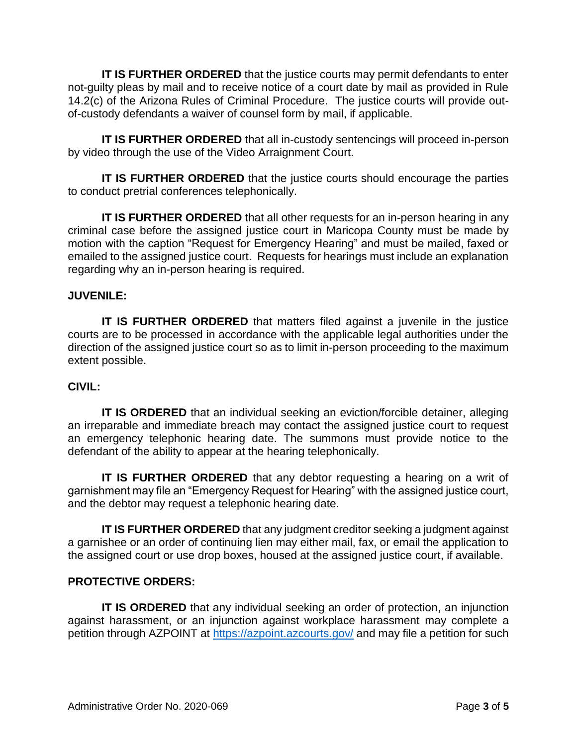**IT IS FURTHER ORDERED** that the justice courts may permit defendants to enter not-guilty pleas by mail and to receive notice of a court date by mail as provided in Rule 14.2(c) of the Arizona Rules of Criminal Procedure. The justice courts will provide out-of-custody defendants a waiver of counsel form by mail, if applicable.

**IT IS FURTHER ORDERED** that all in-custody sentencings will proceed in-person by video through the use of the Video Arraignment Court.

**IT IS FURTHER ORDERED** that the justice courts should encourage the parties to conduct pretrial conferences telephonically.

**IT IS FURTHER ORDERED** that all other requests for an in-person hearing in any criminal case before the assigned justice court in Maricopa County must be made by motion with the caption "Request for Emergency Hearing" and must be mailed, faxed or emailed to the assigned justice court. Requests for hearings must include an explanation regarding why an in-person hearing is required.

**JUVENILE:**

**IT IS FURTHER ORDERED** that matters filed against a juvenile in the justice courts are to be processed in accordance with the applicable legal authorities under the direction of the assigned justice court so as to limit in-person proceeding to the maximum extent possible.

**CIVIL:**

**IT IS ORDERED** that an individual seeking an eviction/forcible detainer, alleging an irreparable and immediate breach may contact the assigned justice court to request an emergency telephonic hearing date. The summons must provide notice to the defendant of the ability to appear at the hearing telephonically.

**IT IS FURTHER ORDERED** that any debtor requesting a hearing on a writ of garnishment may file an "Emergency Request for Hearing" with the assigned justice court, and the debtor may request a telephonic hearing date.

**IT IS FURTHER ORDERED** that any judgment creditor seeking a judgment against a garnishee or an order of continuing lien may either mail, fax, or email the application to the assigned court or use drop boxes, housed at the assigned justice court, if available.

**PROTECTIVE ORDERS:**

**IT IS ORDERED** that any individual seeking an order of protection, an injunction against harassment, or an injunction against workplace harassment may complete a petition through AZPOINT at [https://azpoint.azcourts.gov/](https://azpoint.azcourts.gov/) and may file a petition for such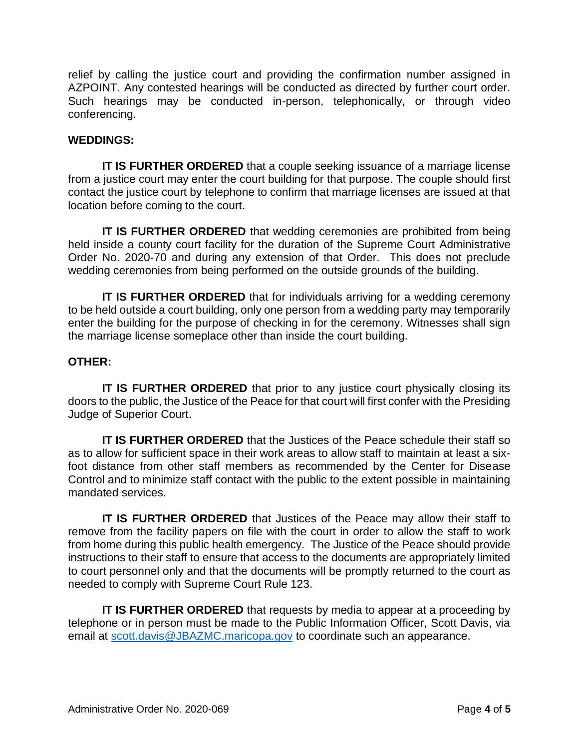relief by calling the justice court and providing the confirmation number assigned in AZPOINT. Any contested hearings will be conducted as directed by further court order. Such hearings may be conducted in-person, telephonically, or through video conferencing.

**WEDDINGS:**

**IT IS FURTHER ORDERED** that a couple seeking issuance of a marriage license from a justice court may enter the court building for that purpose. The couple should first contact the justice court by telephone to confirm that marriage licenses are issued at that location before coming to the court.

**IT IS FURTHER ORDERED** that wedding ceremonies are prohibited from being held inside a county court facility for the duration of the Supreme Court Administrative Order No. 2020-70 and during any extension of that Order. This does not preclude wedding ceremonies from being performed on the outside grounds of the building.

**IT IS FURTHER ORDERED** that for individuals arriving for a wedding ceremony to be held outside a court building, only one person from a wedding party may temporarily enter the building for the purpose of checking in for the ceremony. Witnesses shall sign the marriage license someplace other than inside the court building.

**OTHER:**

**IT IS FURTHER ORDERED** that prior to any justice court physically closing its doors to the public, the Justice of the Peace for that court will first confer with the Presiding Judge of Superior Court.

**IT IS FURTHER ORDERED** that the Justices of the Peace schedule their staff so as to allow for sufficient space in their work areas to allow staff to maintain at least a six-foot distance from other staff members as recommended by the Center for Disease Control and to minimize staff contact with the public to the extent possible in maintaining mandated services.

**IT IS FURTHER ORDERED** that Justices of the Peace may allow their staff to remove from the facility papers on file with the court in order to allow the staff to work from home during this public health emergency. The Justice of the Peace should provide instructions to their staff to ensure that access to the documents are appropriately limited to court personnel only and that the documents will be promptly returned to the court as needed to comply with Supreme Court Rule 123.

**IT IS FURTHER ORDERED** that requests by media to appear at a proceeding by telephone or in person must be made to the Public Information Officer, Scott Davis, via email at scott.davis@JBAZMC.maricopa.gov to coordinate such an appearance.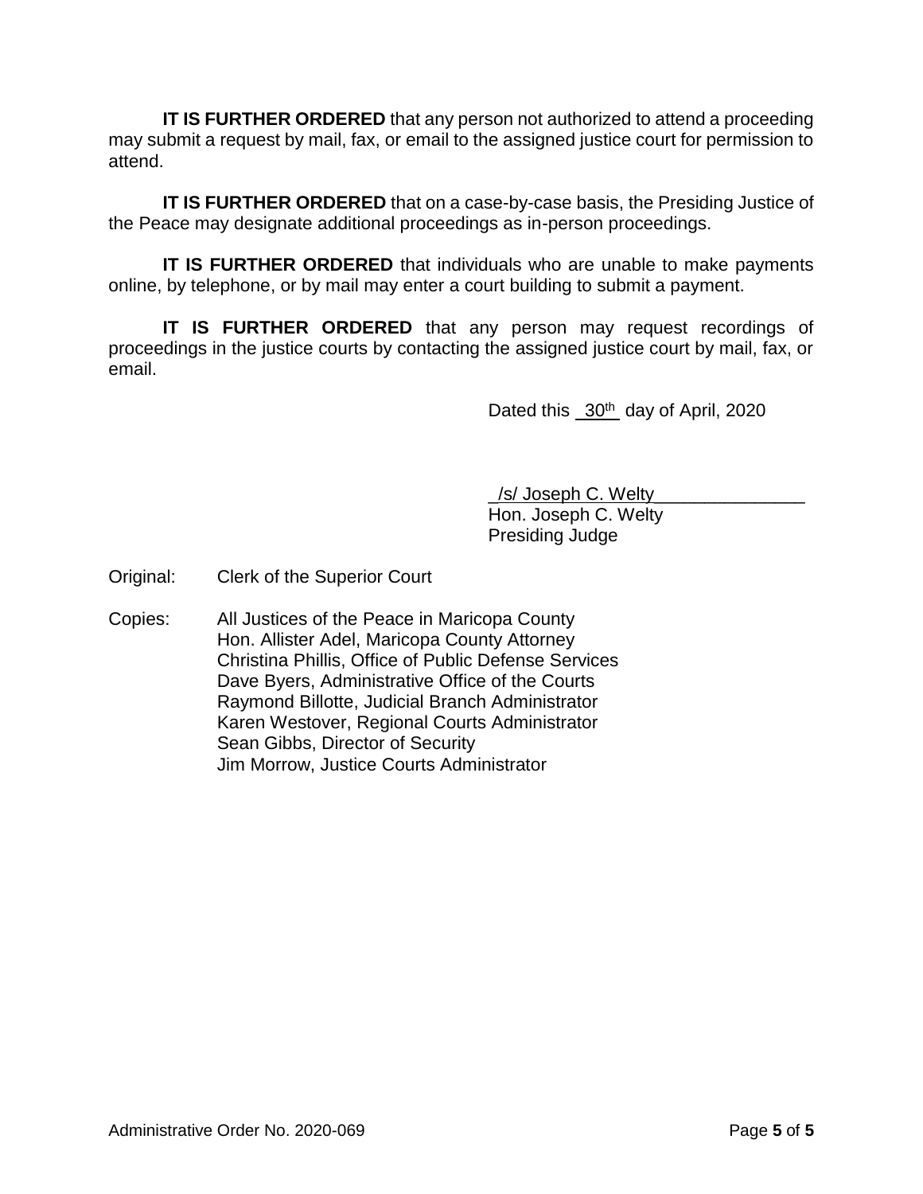**IT IS FURTHER ORDERED** that any person not authorized to attend a proceeding may submit a request by mail, fax, or email to the assigned justice court for permission to attend.

**IT IS FURTHER ORDERED** that on a case-by-case basis, the Presiding Justice of the Peace may designate additional proceedings as in-person proceedings.

**IT IS FURTHER ORDERED** that individuals who are unable to make payments online, by telephone, or by mail may enter a court building to submit a payment.

**IT IS FURTHER ORDERED** that any person may request recordings of proceedings in the justice courts by contacting the assigned justice court by mail, fax, or email.

Dated this 30th day of April, 2020

/s/ Joseph C. Welty
Hon. Joseph C. Welty
Presiding Judge

Original: Clerk of the Superior Court

Copies: All Justices of the Peace in Maricopa County
Hon. Allister Adel, Maricopa County Attorney
Christina Phillis, Office of Public Defense Services
Dave Byers, Administrative Office of the Courts
Raymond Billotte, Judicial Branch Administrator
Karen Westover, Regional Courts Administrator
Sean Gibbs, Director of Security
Jim Morrow, Justice Courts Administrator

Administrative Order No. 2020-069